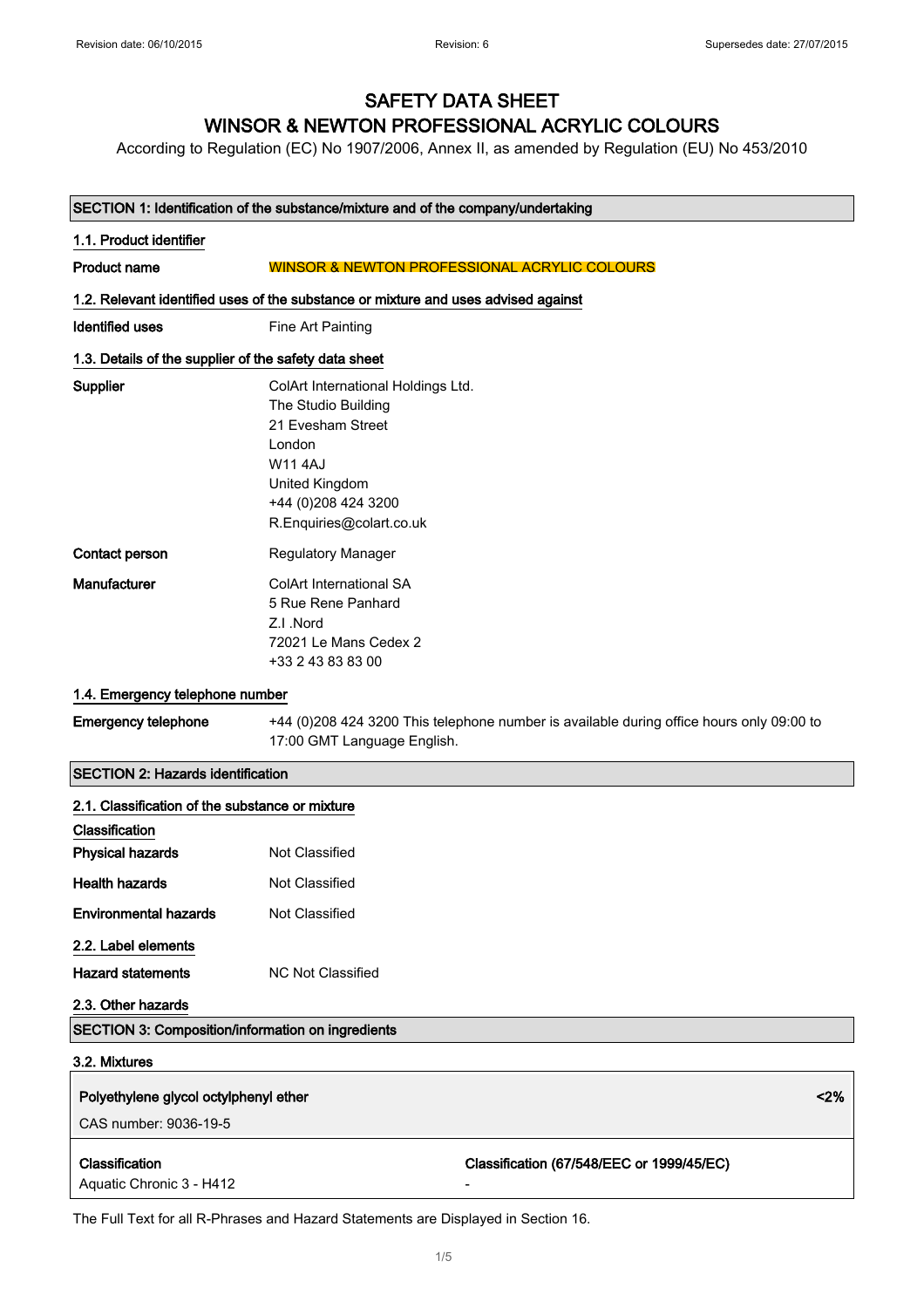# SAFETY DATA SHEET
# WINSOR & NEWTON PROFESSIONAL ACRYLIC COLOURS

According to Regulation (EC) No 1907/2006, Annex II, as amended by Regulation (EU) No 453/2010

## SECTION 1: Identification of the substance/mixture and of the company/undertaking

### 1.1. Product identifier

**Product name** WINSOR & NEWTON PROFESSIONAL ACRYLIC COLOURS

### 1.2. Relevant identified uses of the substance or mixture and uses advised against

**Identified uses** Fine Art Painting

### 1.3. Details of the supplier of the safety data sheet

**Supplier**
ColArt International Holdings Ltd.
The Studio Building
21 Evesham Street
London
W11 4AJ
United Kingdom
+44 (0)208 424 3200
R.Enquiries@colart.co.uk

**Contact person** Regulatory Manager

**Manufacturer**
ColArt International SA
5 Rue Rene Panhard
Z.I .Nord
72021 Le Mans Cedex 2
+33 2 43 83 83 00

### 1.4. Emergency telephone number

**Emergency telephone** +44 (0)208 424 3200 This telephone number is available during office hours only 09:00 to 17:00 GMT Language English.

## SECTION 2: Hazards identification

### 2.1. Classification of the substance or mixture

**Classification**

**Physical hazards** Not Classified

**Health hazards** Not Classified

**Environmental hazards** Not Classified

### 2.2. Label elements

**Hazard statements** NC Not Classified

### 2.3. Other hazards

## SECTION 3: Composition/information on ingredients

### 3.2. Mixtures

| **Polyethylene glycol octylphenyl ether** | **<2%** |
|---|---|
| CAS number: 9036-19-5 | |
| **Classification** | **Classification (67/548/EEC or 1999/45/EC)** |
| Aquatic Chronic 3 - H412 | - |

The Full Text for all R-Phrases and Hazard Statements are Displayed in Section 16.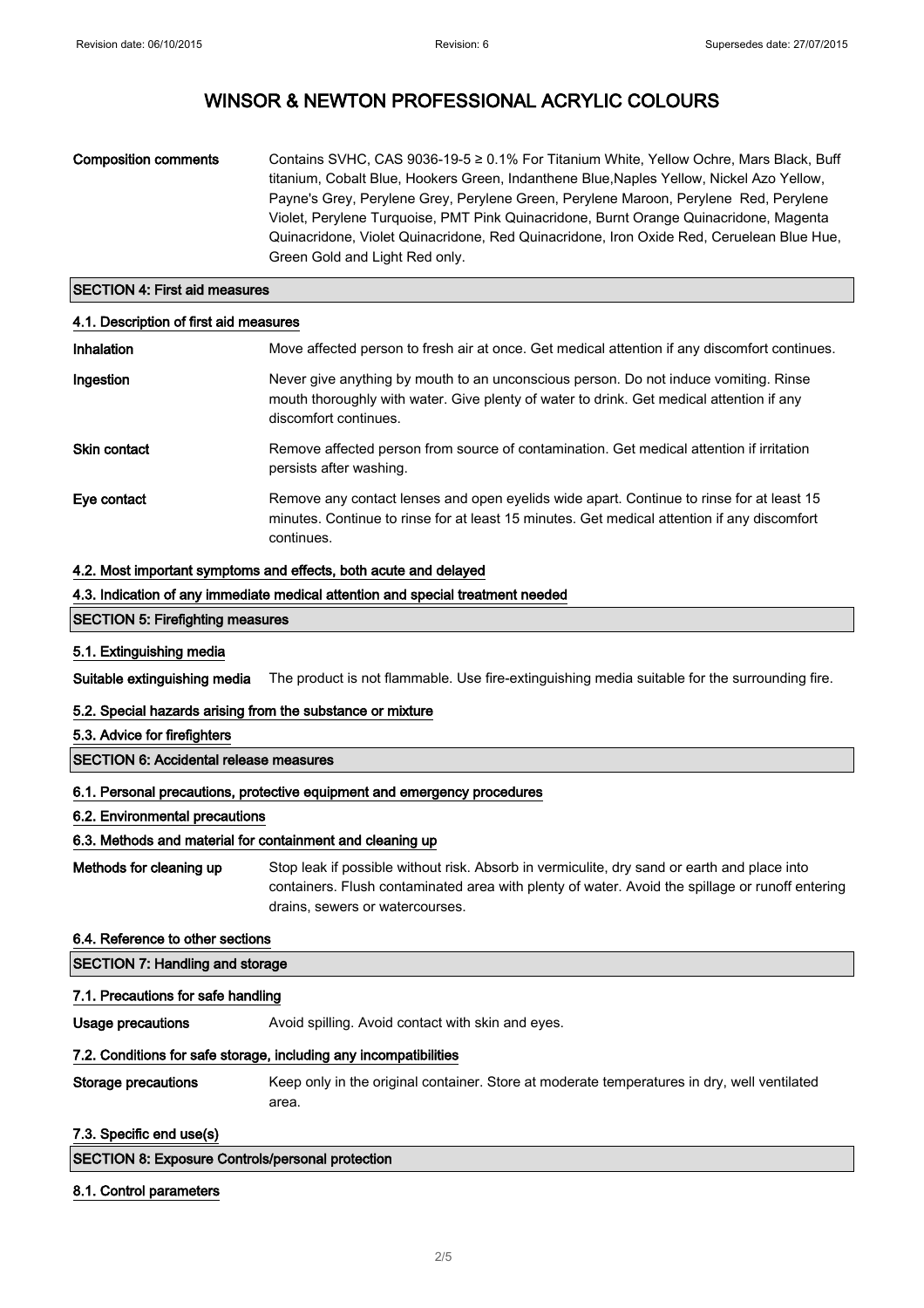# WINSOR & NEWTON PROFESSIONAL ACRYLIC COLOURS

**Composition comments** Contains SVHC, CAS 9036-19-5 ≥ 0.1% For Titanium White, Yellow Ochre, Mars Black, Buff titanium, Cobalt Blue, Hookers Green, Indanthene Blue,Naples Yellow, Nickel Azo Yellow, Payne's Grey, Perylene Grey, Perylene Green, Perylene Maroon, Perylene Red, Perylene Violet, Perylene Turquoise, PMT Pink Quinacridone, Burnt Orange Quinacridone, Magenta Quinacridone, Violet Quinacridone, Red Quinacridone, Iron Oxide Red, Ceruelean Blue Hue, Green Gold and Light Red only.

## SECTION 4: First aid measures

### 4.1. Description of first aid measures

**Inhalation** Move affected person to fresh air at once. Get medical attention if any discomfort continues.

**Ingestion** Never give anything by mouth to an unconscious person. Do not induce vomiting. Rinse mouth thoroughly with water. Give plenty of water to drink. Get medical attention if any discomfort continues.

**Skin contact** Remove affected person from source of contamination. Get medical attention if irritation persists after washing.

**Eye contact** Remove any contact lenses and open eyelids wide apart. Continue to rinse for at least 15 minutes. Continue to rinse for at least 15 minutes. Get medical attention if any discomfort continues.

### 4.2. Most important symptoms and effects, both acute and delayed

### 4.3. Indication of any immediate medical attention and special treatment needed

## SECTION 5: Firefighting measures

### 5.1. Extinguishing media

**Suitable extinguishing media** The product is not flammable. Use fire-extinguishing media suitable for the surrounding fire.

### 5.2. Special hazards arising from the substance or mixture

### 5.3. Advice for firefighters

## SECTION 6: Accidental release measures

### 6.1. Personal precautions, protective equipment and emergency procedures

### 6.2. Environmental precautions

### 6.3. Methods and material for containment and cleaning up

**Methods for cleaning up** Stop leak if possible without risk. Absorb in vermiculite, dry sand or earth and place into containers. Flush contaminated area with plenty of water. Avoid the spillage or runoff entering drains, sewers or watercourses.

### 6.4. Reference to other sections

## SECTION 7: Handling and storage

### 7.1. Precautions for safe handling

**Usage precautions** Avoid spilling. Avoid contact with skin and eyes.

### 7.2. Conditions for safe storage, including any incompatibilities

**Storage precautions** Keep only in the original container. Store at moderate temperatures in dry, well ventilated area.

### 7.3. Specific end use(s)

## SECTION 8: Exposure Controls/personal protection

### 8.1. Control parameters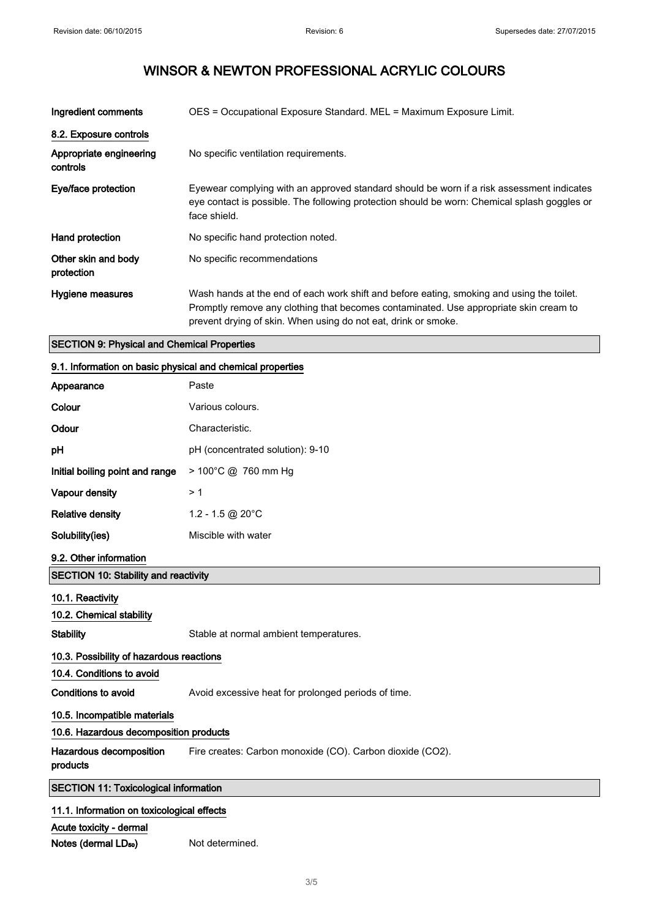# WINSOR & NEWTON PROFESSIONAL ACRYLIC COLOURS

| | |
|---|---|
| **Ingredient comments** | OES = Occupational Exposure Standard. MEL = Maximum Exposure Limit. |

**8.2. Exposure controls**

| | |
|---|---|
| **Appropriate engineering controls** | No specific ventilation requirements. |
| **Eye/face protection** | Eyewear complying with an approved standard should be worn if a risk assessment indicates eye contact is possible. The following protection should be worn: Chemical splash goggles or face shield. |
| **Hand protection** | No specific hand protection noted. |
| **Other skin and body protection** | No specific recommendations |
| **Hygiene measures** | Wash hands at the end of each work shift and before eating, smoking and using the toilet. Promptly remove any clothing that becomes contaminated. Use appropriate skin cream to prevent drying of skin. When using do not eat, drink or smoke. |

## SECTION 9: Physical and Chemical Properties

**9.1. Information on basic physical and chemical properties**

| | |
|---|---|
| **Appearance** | Paste |
| **Colour** | Various colours. |
| **Odour** | Characteristic. |
| **pH** | pH (concentrated solution): 9-10 |
| **Initial boiling point and range** | > 100°C @ 760 mm Hg |
| **Vapour density** | > 1 |
| **Relative density** | 1.2 - 1.5 @ 20°C |
| **Solubility(ies)** | Miscible with water |

**9.2. Other information**

## SECTION 10: Stability and reactivity

**10.1. Reactivity**

**10.2. Chemical stability**

| | |
|---|---|
| **Stability** | Stable at normal ambient temperatures. |

**10.3. Possibility of hazardous reactions**

**10.4. Conditions to avoid**

| | |
|---|---|
| **Conditions to avoid** | Avoid excessive heat for prolonged periods of time. |

**10.5. Incompatible materials**

**10.6. Hazardous decomposition products**

| | |
|---|---|
| **Hazardous decomposition products** | Fire creates: Carbon monoxide (CO). Carbon dioxide ($CO_2$). |

## SECTION 11: Toxicological information

**11.1. Information on toxicological effects**

**Acute toxicity - dermal**

| | |
|---|---|
| **Notes (dermal $LD_{50}$)** | Not determined. |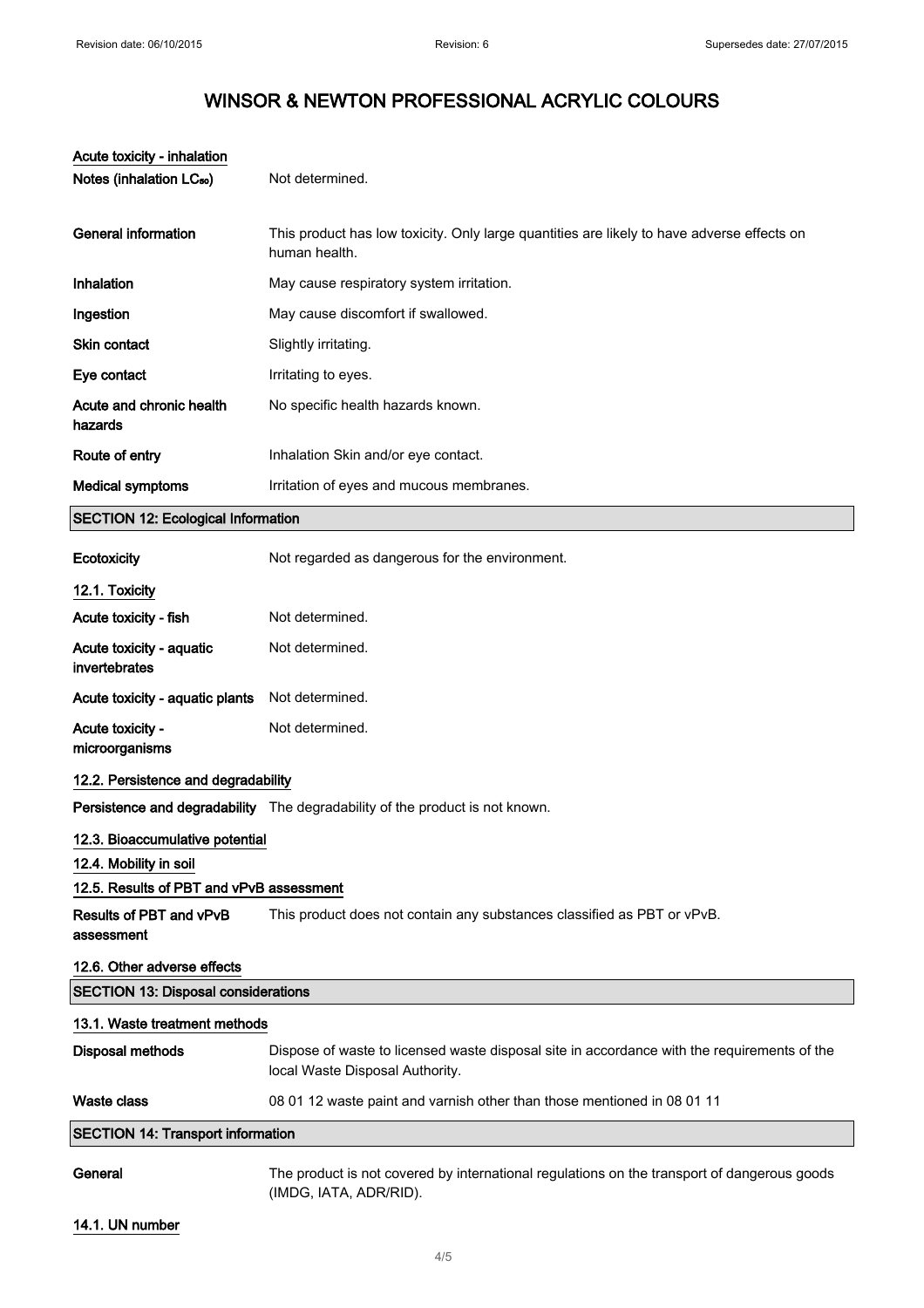# WINSOR & NEWTON PROFESSIONAL ACRYLIC COLOURS

**Acute toxicity - inhalation**

| | |
|---|---|
| **Notes (inhalation $LC_{50}$)** | Not determined. |
| **General information** | This product has low toxicity. Only large quantities are likely to have adverse effects on human health. |
| **Inhalation** | May cause respiratory system irritation. |
| **Ingestion** | May cause discomfort if swallowed. |
| **Skin contact** | Slightly irritating. |
| **Eye contact** | Irritating to eyes. |
| **Acute and chronic health hazards** | No specific health hazards known. |
| **Route of entry** | Inhalation Skin and/or eye contact. |
| **Medical symptoms** | Irritation of eyes and mucous membranes. |

## SECTION 12: Ecological Information

| | |
|---|---|
| **Ecotoxicity** | Not regarded as dangerous for the environment. |

### 12.1. Toxicity

| | |
|---|---|
| **Acute toxicity - fish** | Not determined. |
| **Acute toxicity - aquatic invertebrates** | Not determined. |
| **Acute toxicity - aquatic plants** | Not determined. |
| **Acute toxicity - microorganisms** | Not determined. |

### 12.2. Persistence and degradability

| | |
|---|---|
| **Persistence and degradability** | The degradability of the product is not known. |

### 12.3. Bioaccumulative potential

### 12.4. Mobility in soil

### 12.5. Results of PBT and vPvB assessment

| | |
|---|---|
| **Results of PBT and vPvB assessment** | This product does not contain any substances classified as PBT or vPvB. |

### 12.6. Other adverse effects

## SECTION 13: Disposal considerations

### 13.1. Waste treatment methods

| | |
|---|---|
| **Disposal methods** | Dispose of waste to licensed waste disposal site in accordance with the requirements of the local Waste Disposal Authority. |
| **Waste class** | 08 01 12 waste paint and varnish other than those mentioned in 08 01 11 |

## SECTION 14: Transport information

| | |
|---|---|
| **General** | The product is not covered by international regulations on the transport of dangerous goods (IMDG, IATA, ADR/RID). |

### 14.1. UN number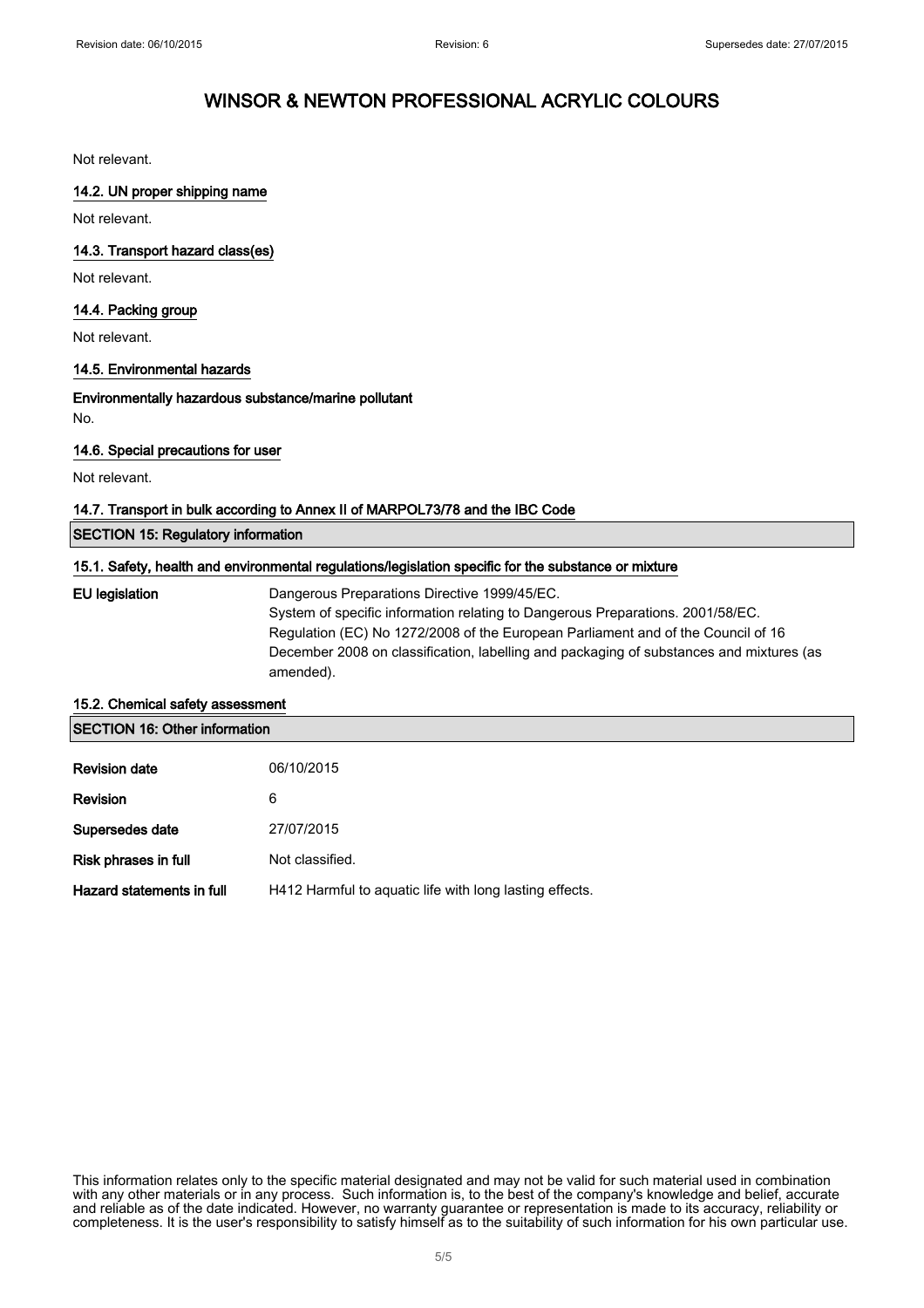# WINSOR & NEWTON PROFESSIONAL ACRYLIC COLOURS

Not relevant.

### 14.2. UN proper shipping name

Not relevant.

### 14.3. Transport hazard class(es)

Not relevant.

### 14.4. Packing group

Not relevant.

### 14.5. Environmental hazards

**Environmentally hazardous substance/marine pollutant**

No.

### 14.6. Special precautions for user

Not relevant.

### 14.7. Transport in bulk according to Annex II of MARPOL73/78 and the IBC Code

## SECTION 15: Regulatory information

### 15.1. Safety, health and environmental regulations/legislation specific for the substance or mixture

| | |
|---|---|
| **EU legislation** | Dangerous Preparations Directive 1999/45/EC.<br>System of specific information relating to Dangerous Preparations. 2001/58/EC.<br>Regulation (EC) No 1272/2008 of the European Parliament and of the Council of 16 December 2008 on classification, labelling and packaging of substances and mixtures (as amended). |

### 15.2. Chemical safety assessment

## SECTION 16: Other information

| | |
|---|---|
| **Revision date** | 06/10/2015 |
| **Revision** | 6 |
| **Supersedes date** | 27/07/2015 |
| **Risk phrases in full** | Not classified. |
| **Hazard statements in full** | H412 Harmful to aquatic life with long lasting effects. |

This information relates only to the specific material designated and may not be valid for such material used in combination with any other materials or in any process. Such information is, to the best of the company's knowledge and belief, accurate and reliable as of the date indicated. However, no warranty guarantee or representation is made to its accuracy, reliability or completeness. It is the user's responsibility to satisfy himself as to the suitability of such information for his own particular use.